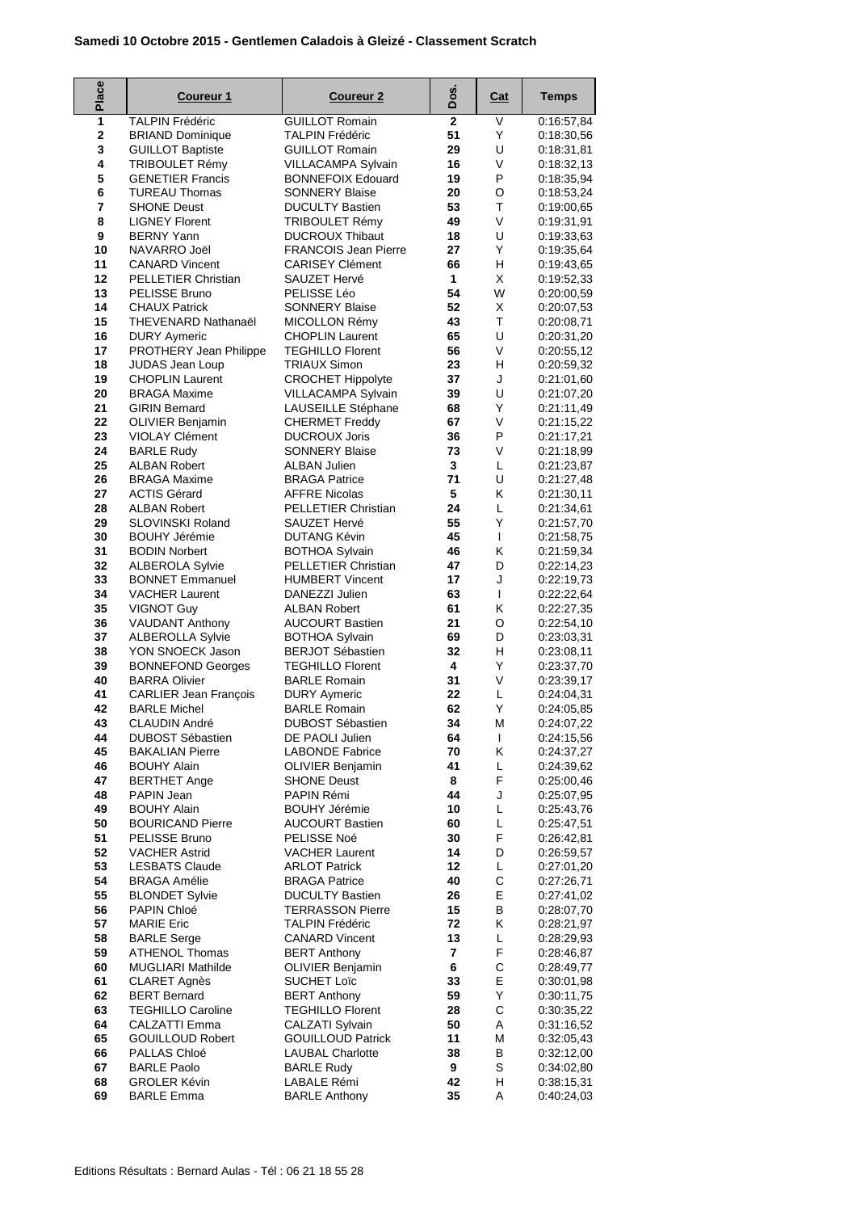**Samedi 10 Octobre 2015 - Gentlemen Caladois à Gleizé - Classement Scratch**

| Place | Coureur 1 | Coureur 2 | Dos. | Cat | Temps |
|---|---|---|---|---|---|
| 1 | TALPIN Frédéric | GUILLOT Romain | 2 | V | 0:16:57,84 |
| 2 | BRIAND Dominique | TALPIN Frédéric | 51 | Y | 0:18:30,56 |
| 3 | GUILLOT Baptiste | GUILLOT Romain | 29 | U | 0:18:31,81 |
| 4 | TRIBOULET Rémy | VILLACAMPA Sylvain | 16 | V | 0:18:32,13 |
| 5 | GENETIER Francis | BONNEFOIX Edouard | 19 | P | 0:18:35,94 |
| 6 | TUREAU Thomas | SONNERY Blaise | 20 | O | 0:18:53,24 |
| 7 | SHONE Deust | DUCULTY Bastien | 53 | T | 0:19:00,65 |
| 8 | LIGNEY Florent | TRIBOULET Rémy | 49 | V | 0:19:31,91 |
| 9 | BERNY Yann | DUCROUX Thibaut | 18 | U | 0:19:33,63 |
| 10 | NAVARRO Joël | FRANCOIS Jean Pierre | 27 | Y | 0:19:35,64 |
| 11 | CANARD Vincent | CARISEY Clément | 66 | H | 0:19:43,65 |
| 12 | PELLETIER Christian | SAUZET Hervé | 1 | X | 0:19:52,33 |
| 13 | PELISSE Bruno | PELISSE Léo | 54 | W | 0:20:00,59 |
| 14 | CHAUX Patrick | SONNERY Blaise | 52 | X | 0:20:07,53 |
| 15 | THEVENARD Nathanaël | MICOLLON Rémy | 43 | T | 0:20:08,71 |
| 16 | DURY Aymeric | CHOPLIN Laurent | 65 | U | 0:20:31,20 |
| 17 | PROTHERY Jean Philippe | TEGHILLO Florent | 56 | V | 0:20:55,12 |
| 18 | JUDAS Jean Loup | TRIAUX Simon | 23 | H | 0:20:59,32 |
| 19 | CHOPLIN Laurent | CROCHET Hippolyte | 37 | J | 0:21:01,60 |
| 20 | BRAGA Maxime | VILLACAMPA Sylvain | 39 | U | 0:21:07,20 |
| 21 | GIRIN Bernard | LAUSEILLE Stéphane | 68 | Y | 0:21:11,49 |
| 22 | OLIVIER Benjamin | CHERMET Freddy | 67 | V | 0:21:15,22 |
| 23 | VIOLAY Clément | DUCROUX Joris | 36 | P | 0:21:17,21 |
| 24 | BARLE Rudy | SONNERY Blaise | 73 | V | 0:21:18,99 |
| 25 | ALBAN Robert | ALBAN Julien | 3 | L | 0:21:23,87 |
| 26 | BRAGA Maxime | BRAGA Patrice | 71 | U | 0:21:27,48 |
| 27 | ACTIS Gérard | AFFRE Nicolas | 5 | K | 0:21:30,11 |
| 28 | ALBAN Robert | PELLETIER Christian | 24 | L | 0:21:34,61 |
| 29 | SLOVINSKI Roland | SAUZET Hervé | 55 | Y | 0:21:57,70 |
| 30 | BOUHY Jérémie | DUTANG Kévin | 45 | I | 0:21:58,75 |
| 31 | BODIN Norbert | BOTHOA Sylvain | 46 | K | 0:21:59,34 |
| 32 | ALBEROLA Sylvie | PELLETIER Christian | 47 | D | 0:22:14,23 |
| 33 | BONNET Emmanuel | HUMBERT Vincent | 17 | J | 0:22:19,73 |
| 34 | VACHER Laurent | DANEZZI Julien | 63 | I | 0:22:22,64 |
| 35 | VIGNOT Guy | ALBAN Robert | 61 | K | 0:22:27,35 |
| 36 | VAUDANT Anthony | AUCOURT Bastien | 21 | O | 0:22:54,10 |
| 37 | ALBEROLLA Sylvie | BOTHOA Sylvain | 69 | D | 0:23:03,31 |
| 38 | YON SNOECK Jason | BERJOT Sébastien | 32 | H | 0:23:08,11 |
| 39 | BONNEFOND Georges | TEGHILLO Florent | 4 | Y | 0:23:37,70 |
| 40 | BARRA Olivier | BARLE Romain | 31 | V | 0:23:39,17 |
| 41 | CARLIER Jean François | DURY Aymeric | 22 | L | 0:24:04,31 |
| 42 | BARLE Michel | BARLE Romain | 62 | Y | 0:24:05,85 |
| 43 | CLAUDIN André | DUBOST Sébastien | 34 | M | 0:24:07,22 |
| 44 | DUBOST Sébastien | DE PAOLI Julien | 64 | I | 0:24:15,56 |
| 45 | BAKALIAN Pierre | LABONDE Fabrice | 70 | K | 0:24:37,27 |
| 46 | BOUHY Alain | OLIVIER Benjamin | 41 | L | 0:24:39,62 |
| 47 | BERTHET Ange | SHONE Deust | 8 | F | 0:25:00,46 |
| 48 | PAPIN Jean | PAPIN Rémi | 44 | J | 0:25:07,95 |
| 49 | BOUHY Alain | BOUHY Jérémie | 10 | L | 0:25:43,76 |
| 50 | BOURICAND Pierre | AUCOURT Bastien | 60 | L | 0:25:47,51 |
| 51 | PELISSE Bruno | PELISSE Noé | 30 | F | 0:26:42,81 |
| 52 | VACHER Astrid | VACHER Laurent | 14 | D | 0:26:59,57 |
| 53 | LESBATS Claude | ARLOT Patrick | 12 | L | 0:27:01,20 |
| 54 | BRAGA Amélie | BRAGA Patrice | 40 | C | 0:27:26,71 |
| 55 | BLONDET Sylvie | DUCULTY Bastien | 26 | E | 0:27:41,02 |
| 56 | PAPIN Chloé | TERRASSON Pierre | 15 | B | 0:28:07,70 |
| 57 | MARIE Eric | TALPIN Frédéric | 72 | K | 0:28:21,97 |
| 58 | BARLE Serge | CANARD Vincent | 13 | L | 0:28:29,93 |
| 59 | ATHENOL Thomas | BERT Anthony | 7 | F | 0:28:46,87 |
| 60 | MUGLIARI Mathilde | OLIVIER Benjamin | 6 | C | 0:28:49,77 |
| 61 | CLARET Agnès | SUCHET Loïc | 33 | E | 0:30:01,98 |
| 62 | BERT Bernard | BERT Anthony | 59 | Y | 0:30:11,75 |
| 63 | TEGHILLO Caroline | TEGHILLO Florent | 28 | C | 0:30:35,22 |
| 64 | CALZATTI Emma | CALZATI Sylvain | 50 | A | 0:31:16,52 |
| 65 | GOUILLOUD Robert | GOUILLOUD Patrick | 11 | M | 0:32:05,43 |
| 66 | PALLAS Chloé | LAUBAL Charlotte | 38 | B | 0:32:12,00 |
| 67 | BARLE Paolo | BARLE Rudy | 9 | S | 0:34:02,80 |
| 68 | GROLER Kévin | LABALE Rémi | 42 | H | 0:38:15,31 |
| 69 | BARLE Emma | BARLE Anthony | 35 | A | 0:40:24,03 |

Editions Résultats : Bernard Aulas - Tél : 06 21 18 55 28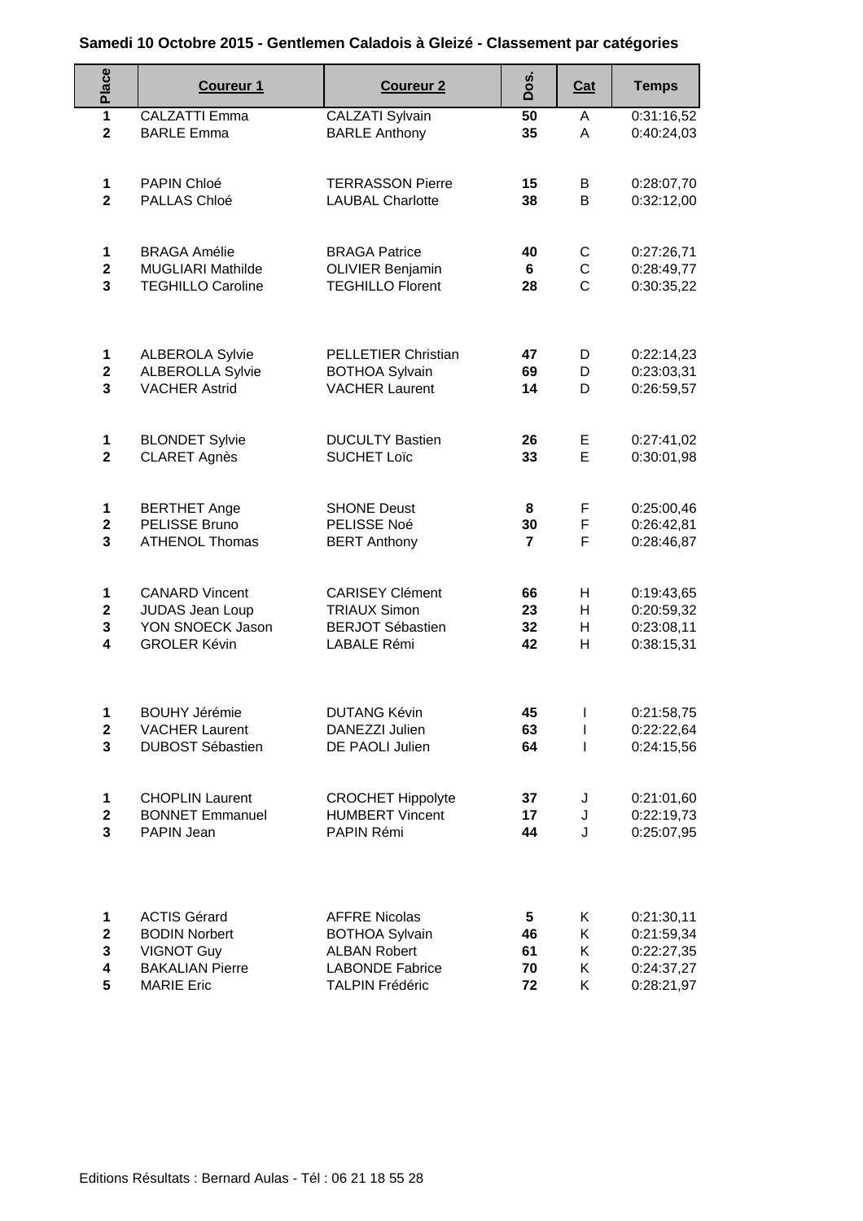**Samedi 10 Octobre 2015 - Gentlemen Caladois à Gleizé - Classement par catégories**

| Place | Coureur 1 | Coureur 2 | Dos. | Cat | Temps |
|---|---|---|---|---|---|
| 1 | CALZATTI Emma | CALZATI Sylvain | 50 | A | 0:31:16,52 |
| 2 | BARLE Emma | BARLE Anthony | 35 | A | 0:40:24,03 |
| 1 | PAPIN Chloé | TERRASSON Pierre | 15 | B | 0:28:07,70 |
| 2 | PALLAS Chloé | LAUBAL Charlotte | 38 | B | 0:32:12,00 |
| 1 | BRAGA Amélie | BRAGA Patrice | 40 | C | 0:27:26,71 |
| 2 | MUGLIARI Mathilde | OLIVIER Benjamin | 6 | C | 0:28:49,77 |
| 3 | TEGHILLO Caroline | TEGHILLO Florent | 28 | C | 0:30:35,22 |
| 1 | ALBEROLA Sylvie | PELLETIER Christian | 47 | D | 0:22:14,23 |
| 2 | ALBEROLLA Sylvie | BOTHOA Sylvain | 69 | D | 0:23:03,31 |
| 3 | VACHER Astrid | VACHER Laurent | 14 | D | 0:26:59,57 |
| 1 | BLONDET Sylvie | DUCULTY Bastien | 26 | E | 0:27:41,02 |
| 2 | CLARET Agnès | SUCHET Loïc | 33 | E | 0:30:01,98 |
| 1 | BERTHET Ange | SHONE Deust | 8 | F | 0:25:00,46 |
| 2 | PELISSE Bruno | PELISSE Noé | 30 | F | 0:26:42,81 |
| 3 | ATHENOL Thomas | BERT Anthony | 7 | F | 0:28:46,87 |
| 1 | CANARD Vincent | CARISEY Clément | 66 | H | 0:19:43,65 |
| 2 | JUDAS Jean Loup | TRIAUX Simon | 23 | H | 0:20:59,32 |
| 3 | YON SNOECK Jason | BERJOT Sébastien | 32 | H | 0:23:08,11 |
| 4 | GROLER Kévin | LABALE Rémi | 42 | H | 0:38:15,31 |
| 1 | BOUHY Jérémie | DUTANG Kévin | 45 | I | 0:21:58,75 |
| 2 | VACHER Laurent | DANEZZI Julien | 63 | I | 0:22:22,64 |
| 3 | DUBOST Sébastien | DE PAOLI Julien | 64 | I | 0:24:15,56 |
| 1 | CHOPLIN Laurent | CROCHET Hippolyte | 37 | J | 0:21:01,60 |
| 2 | BONNET Emmanuel | HUMBERT Vincent | 17 | J | 0:22:19,73 |
| 3 | PAPIN Jean | PAPIN Rémi | 44 | J | 0:25:07,95 |
| 1 | ACTIS Gérard | AFFRE Nicolas | 5 | K | 0:21:30,11 |
| 2 | BODIN Norbert | BOTHOA Sylvain | 46 | K | 0:21:59,34 |
| 3 | VIGNOT Guy | ALBAN Robert | 61 | K | 0:22:27,35 |
| 4 | BAKALIAN Pierre | LABONDE Fabrice | 70 | K | 0:24:37,27 |
| 5 | MARIE Eric | TALPIN Frédéric | 72 | K | 0:28:21,97 |

Editions Résultats : Bernard Aulas - Tél : 06 21 18 55 28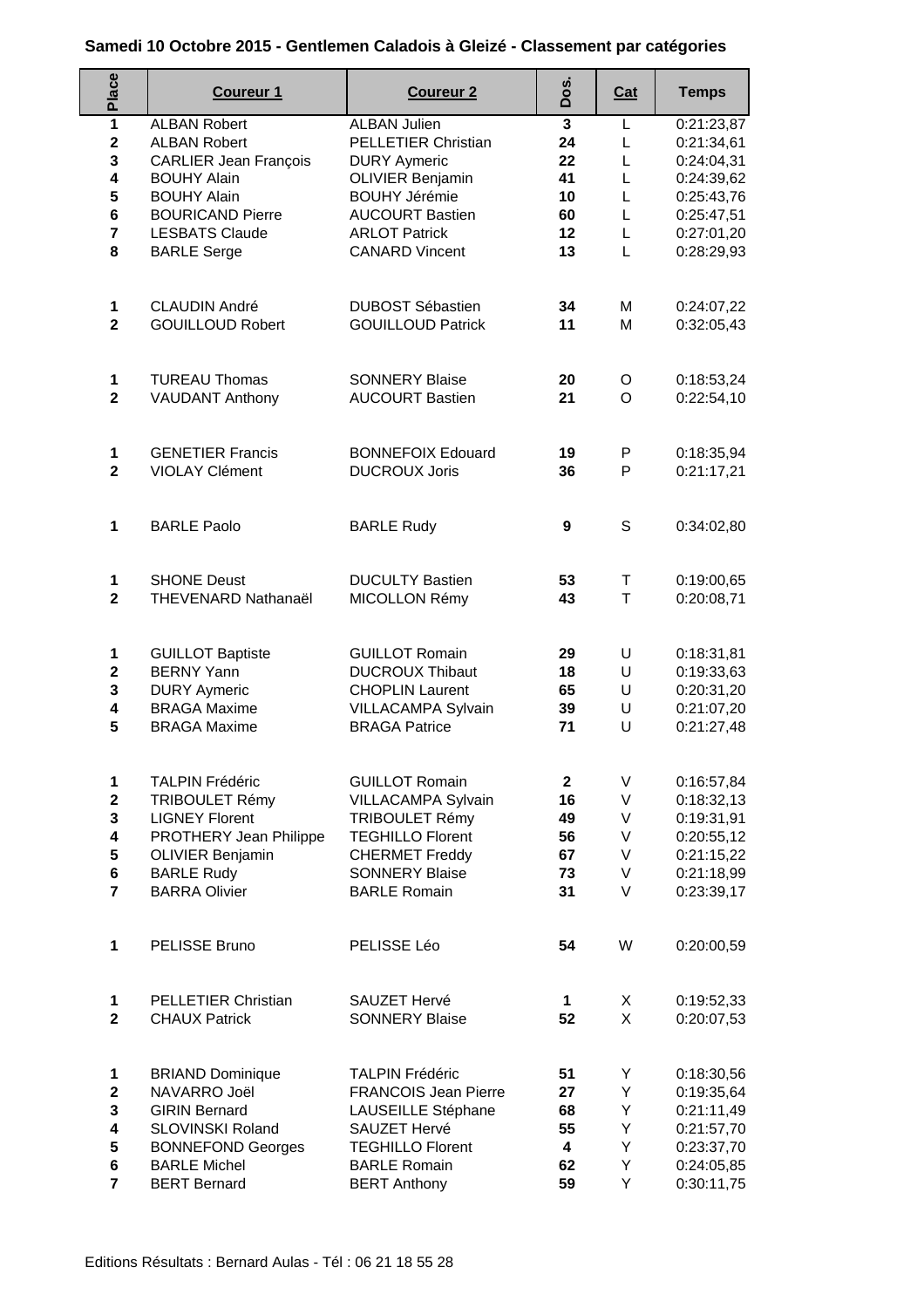**Samedi 10 Octobre 2015 - Gentlemen Caladois à Gleizé - Classement par catégories**

| Place | Coureur 1 | Coureur 2 | Dos. | Cat | Temps |
|---|---|---|---|---|---|
| 1 | ALBAN Robert | ALBAN Julien | 3 | L | 0:21:23,87 |
| 2 | ALBAN Robert | PELLETIER Christian | 24 | L | 0:21:34,61 |
| 3 | CARLIER Jean François | DURY Aymeric | 22 | L | 0:24:04,31 |
| 4 | BOUHY Alain | OLIVIER Benjamin | 41 | L | 0:24:39,62 |
| 5 | BOUHY Alain | BOUHY Jérémie | 10 | L | 0:25:43,76 |
| 6 | BOURICAND Pierre | AUCOURT Bastien | 60 | L | 0:25:47,51 |
| 7 | LESBATS Claude | ARLOT Patrick | 12 | L | 0:27:01,20 |
| 8 | BARLE Serge | CANARD Vincent | 13 | L | 0:28:29,93 |
| | | | | | |
| 1 | CLAUDIN André | DUBOST Sébastien | 34 | M | 0:24:07,22 |
| 2 | GOUILLOUD Robert | GOUILLOUD Patrick | 11 | M | 0:32:05,43 |
| | | | | | |
| 1 | TUREAU Thomas | SONNERY Blaise | 20 | O | 0:18:53,24 |
| 2 | VAUDANT Anthony | AUCOURT Bastien | 21 | O | 0:22:54,10 |
| | | | | | |
| 1 | GENETIER Francis | BONNEFOIX Edouard | 19 | P | 0:18:35,94 |
| 2 | VIOLAY Clément | DUCROUX Joris | 36 | P | 0:21:17,21 |
| | | | | | |
| 1 | BARLE Paolo | BARLE Rudy | 9 | S | 0:34:02,80 |
| | | | | | |
| 1 | SHONE Deust | DUCULTY Bastien | 53 | T | 0:19:00,65 |
| 2 | THEVENARD Nathanaël | MICOLLON Rémy | 43 | T | 0:20:08,71 |
| | | | | | |
| 1 | GUILLOT Baptiste | GUILLOT Romain | 29 | U | 0:18:31,81 |
| 2 | BERNY Yann | DUCROUX Thibaut | 18 | U | 0:19:33,63 |
| 3 | DURY Aymeric | CHOPLIN Laurent | 65 | U | 0:20:31,20 |
| 4 | BRAGA Maxime | VILLACAMPA Sylvain | 39 | U | 0:21:07,20 |
| 5 | BRAGA Maxime | BRAGA Patrice | 71 | U | 0:21:27,48 |
| | | | | | |
| 1 | TALPIN Frédéric | GUILLOT Romain | 2 | V | 0:16:57,84 |
| 2 | TRIBOULET Rémy | VILLACAMPA Sylvain | 16 | V | 0:18:32,13 |
| 3 | LIGNEY Florent | TRIBOULET Rémy | 49 | V | 0:19:31,91 |
| 4 | PROTHERY Jean Philippe | TEGHILLO Florent | 56 | V | 0:20:55,12 |
| 5 | OLIVIER Benjamin | CHERMET Freddy | 67 | V | 0:21:15,22 |
| 6 | BARLE Rudy | SONNERY Blaise | 73 | V | 0:21:18,99 |
| 7 | BARRA Olivier | BARLE Romain | 31 | V | 0:23:39,17 |
| | | | | | |
| 1 | PELISSE Bruno | PELISSE Léo | 54 | W | 0:20:00,59 |
| | | | | | |
| 1 | PELLETIER Christian | SAUZET Hervé | 1 | X | 0:19:52,33 |
| 2 | CHAUX Patrick | SONNERY Blaise | 52 | X | 0:20:07,53 |
| | | | | | |
| 1 | BRIAND Dominique | TALPIN Frédéric | 51 | Y | 0:18:30,56 |
| 2 | NAVARRO Joël | FRANCOIS Jean Pierre | 27 | Y | 0:19:35,64 |
| 3 | GIRIN Bernard | LAUSEILLE Stéphane | 68 | Y | 0:21:11,49 |
| 4 | SLOVINSKI Roland | SAUZET Hervé | 55 | Y | 0:21:57,70 |
| 5 | BONNEFOND Georges | TEGHILLO Florent | 4 | Y | 0:23:37,70 |
| 6 | BARLE Michel | BARLE Romain | 62 | Y | 0:24:05,85 |
| 7 | BERT Bernard | BERT Anthony | 59 | Y | 0:30:11,75 |

Editions Résultats : Bernard Aulas - Tél : 06 21 18 55 28